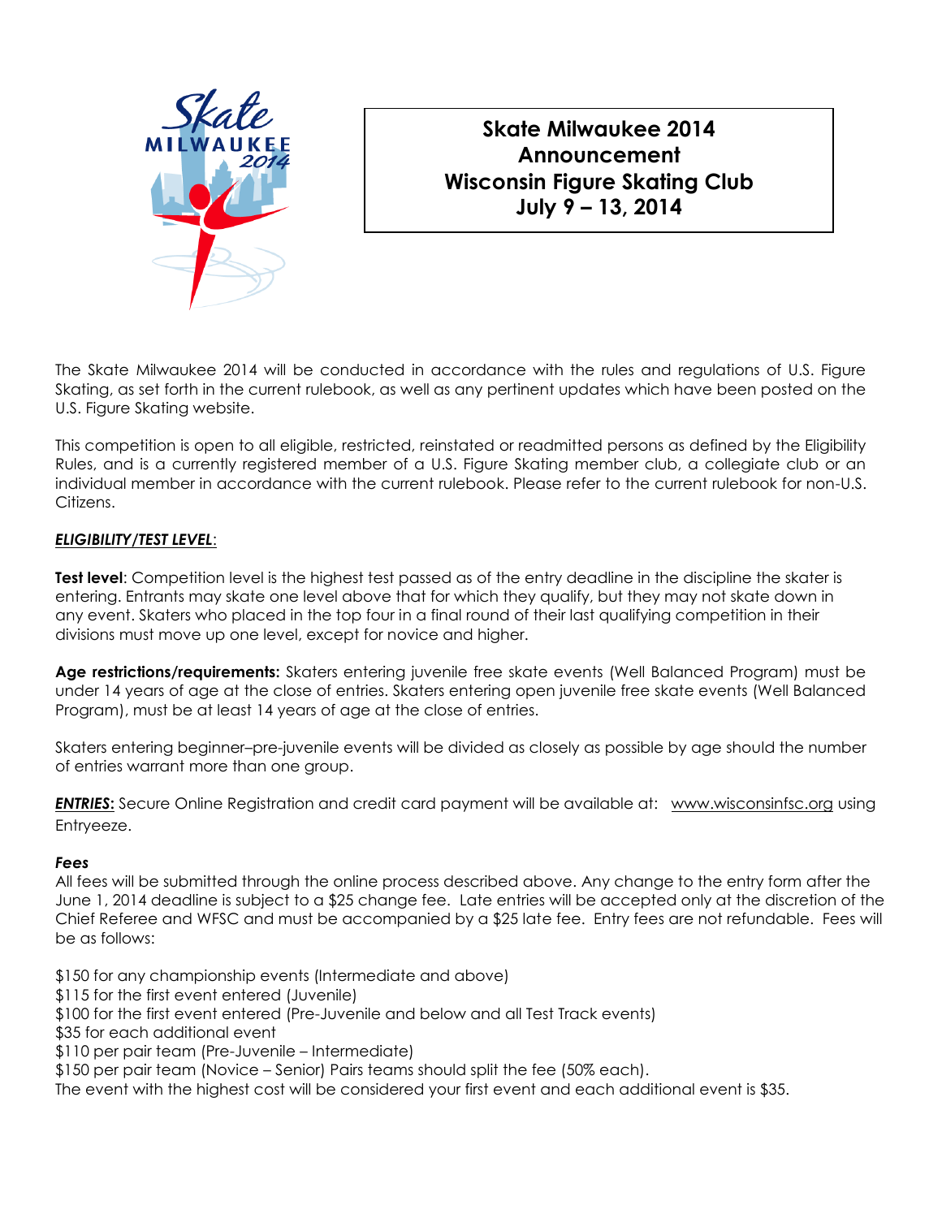# Skate Milwaukee 2014 Announcement Wisconsin Figure Skating Club July 9 – 13, 2014

The Skate Milwaukee 2014 will be conducted in accordance with the rules and regulations of U.S. Figure Skating, as set forth in the current rulebook, as well as any pertinent updates which have been posted on the U.S. Figure Skating website.

This competition is open to all eligible, restricted, reinstated or readmitted persons as defined by the Eligibility Rules, and is a currently registered member of a U.S. Figure Skating member club, a collegiate club or an individual member in accordance with the current rulebook. Please refer to the current rulebook for non-U.S. Citizens.

***ELIGIBILITY/TEST LEVEL***:

**Test level**: Competition level is the highest test passed as of the entry deadline in the discipline the skater is entering. Entrants may skate one level above that for which they qualify, but they may not skate down in any event. Skaters who placed in the top four in a final round of their last qualifying competition in their divisions must move up one level, except for novice and higher.

**Age restrictions/requirements:** Skaters entering juvenile free skate events (Well Balanced Program) must be under 14 years of age at the close of entries. Skaters entering open juvenile free skate events (Well Balanced Program), must be at least 14 years of age at the close of entries.

Skaters entering beginner–pre-juvenile events will be divided as closely as possible by age should the number of entries warrant more than one group.

***ENTRIES*:** Secure Online Registration and credit card payment will be available at: www.wisconsinfsc.org using Entryeeze.

***Fees***

All fees will be submitted through the online process described above. Any change to the entry form after the June 1, 2014 deadline is subject to a $25 change fee. Late entries will be accepted only at the discretion of the Chief Referee and WFSC and must be accompanied by a $25 late fee. Entry fees are not refundable. Fees will be as follows:

$150 for any championship events (Intermediate and above)
$115 for the first event entered (Juvenile)
$100 for the first event entered (Pre-Juvenile and below and all Test Track events)
$35 for each additional event
$110 per pair team (Pre-Juvenile – Intermediate)
$150 per pair team (Novice – Senior) Pairs teams should split the fee (50% each).
The event with the highest cost will be considered your first event and each additional event is $35.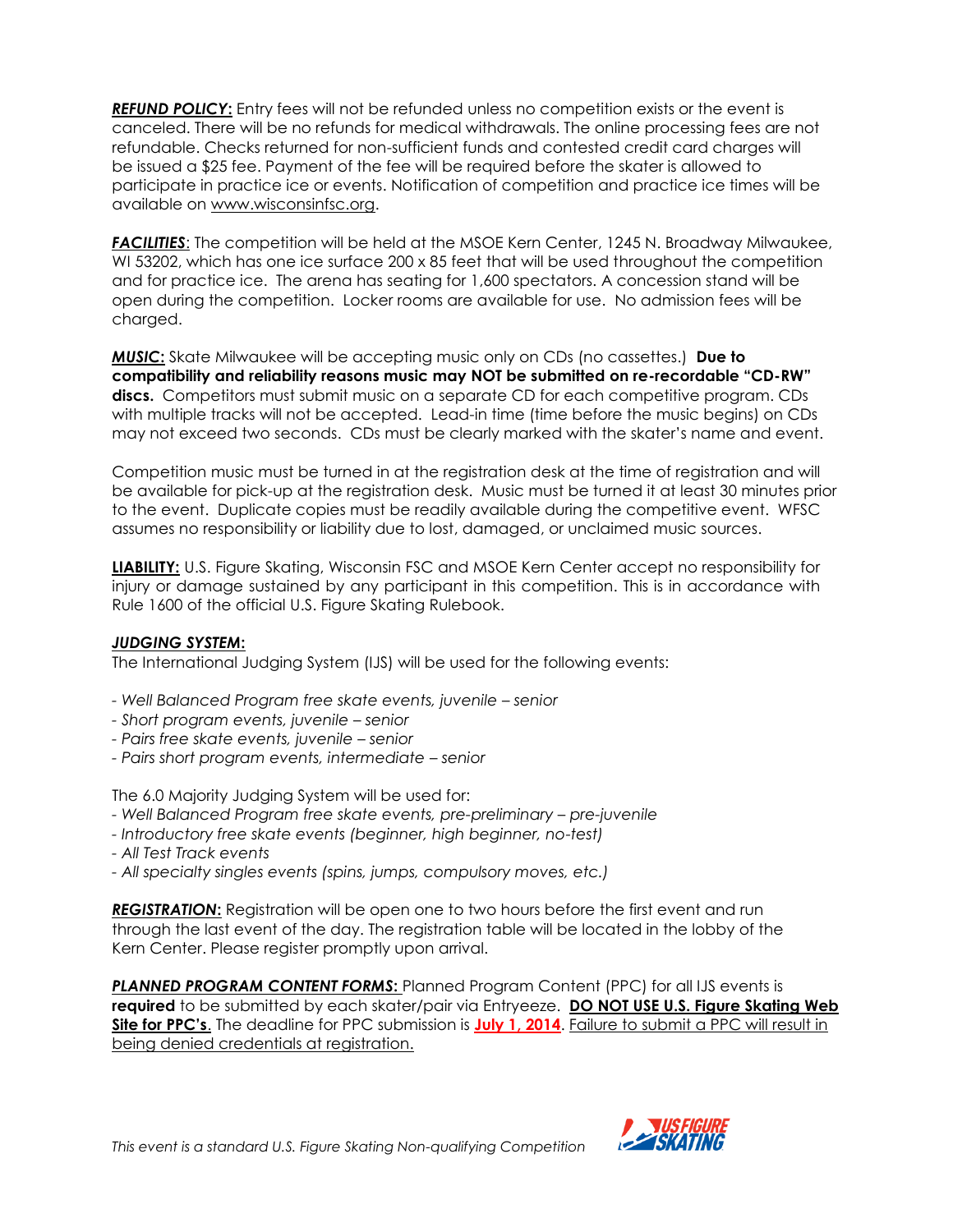***REFUND POLICY*:** Entry fees will not be refunded unless no competition exists or the event is canceled. There will be no refunds for medical withdrawals. The online processing fees are not refundable. Checks returned for non-sufficient funds and contested credit card charges will be issued a $25 fee. Payment of the fee will be required before the skater is allowed to participate in practice ice or events. Notification of competition and practice ice times will be available on www.wisconsinfsc.org.

***FACILITIES***: The competition will be held at the MSOE Kern Center, 1245 N. Broadway Milwaukee, WI 53202, which has one ice surface 200 x 85 feet that will be used throughout the competition and for practice ice. The arena has seating for 1,600 spectators. A concession stand will be open during the competition. Locker rooms are available for use. No admission fees will be charged.

***MUSIC*:** Skate Milwaukee will be accepting music only on CDs (no cassettes.) **Due to compatibility and reliability reasons music may NOT be submitted on re-recordable "CD-RW" discs.** Competitors must submit music on a separate CD for each competitive program. CDs with multiple tracks will not be accepted. Lead-in time (time before the music begins) on CDs may not exceed two seconds. CDs must be clearly marked with the skater's name and event.

Competition music must be turned in at the registration desk at the time of registration and will be available for pick-up at the registration desk. Music must be turned it at least 30 minutes prior to the event. Duplicate copies must be readily available during the competitive event. WFSC assumes no responsibility or liability due to lost, damaged, or unclaimed music sources.

**LIABILITY:** U.S. Figure Skating, Wisconsin FSC and MSOE Kern Center accept no responsibility for injury or damage sustained by any participant in this competition. This is in accordance with Rule 1600 of the official U.S. Figure Skating Rulebook.

***JUDGING SYSTEM*:**

The International Judging System (IJS) will be used for the following events:

- *Well Balanced Program free skate events, juvenile – senior*
- *Short program events, juvenile – senior*
- *Pairs free skate events, juvenile – senior*
- *Pairs short program events, intermediate – senior*

The 6.0 Majority Judging System will be used for:

- *Well Balanced Program free skate events, pre-preliminary – pre-juvenile*
- *Introductory free skate events (beginner, high beginner, no-test)*
- *All Test Track events*
- *All specialty singles events (spins, jumps, compulsory moves, etc.)*

***REGISTRATION*:** Registration will be open one to two hours before the first event and run through the last event of the day. The registration table will be located in the lobby of the Kern Center. Please register promptly upon arrival.

***PLANNED PROGRAM CONTENT FORMS*:** Planned Program Content (PPC) for all IJS events is **required** to be submitted by each skater/pair via Entryeeze. **DO NOT USE U.S. Figure Skating Web Site for PPC's**. The deadline for PPC submission is **July 1, 2014**. Failure to submit a PPC will result in being denied credentials at registration.

*This event is a standard U.S. Figure Skating Non-qualifying Competition*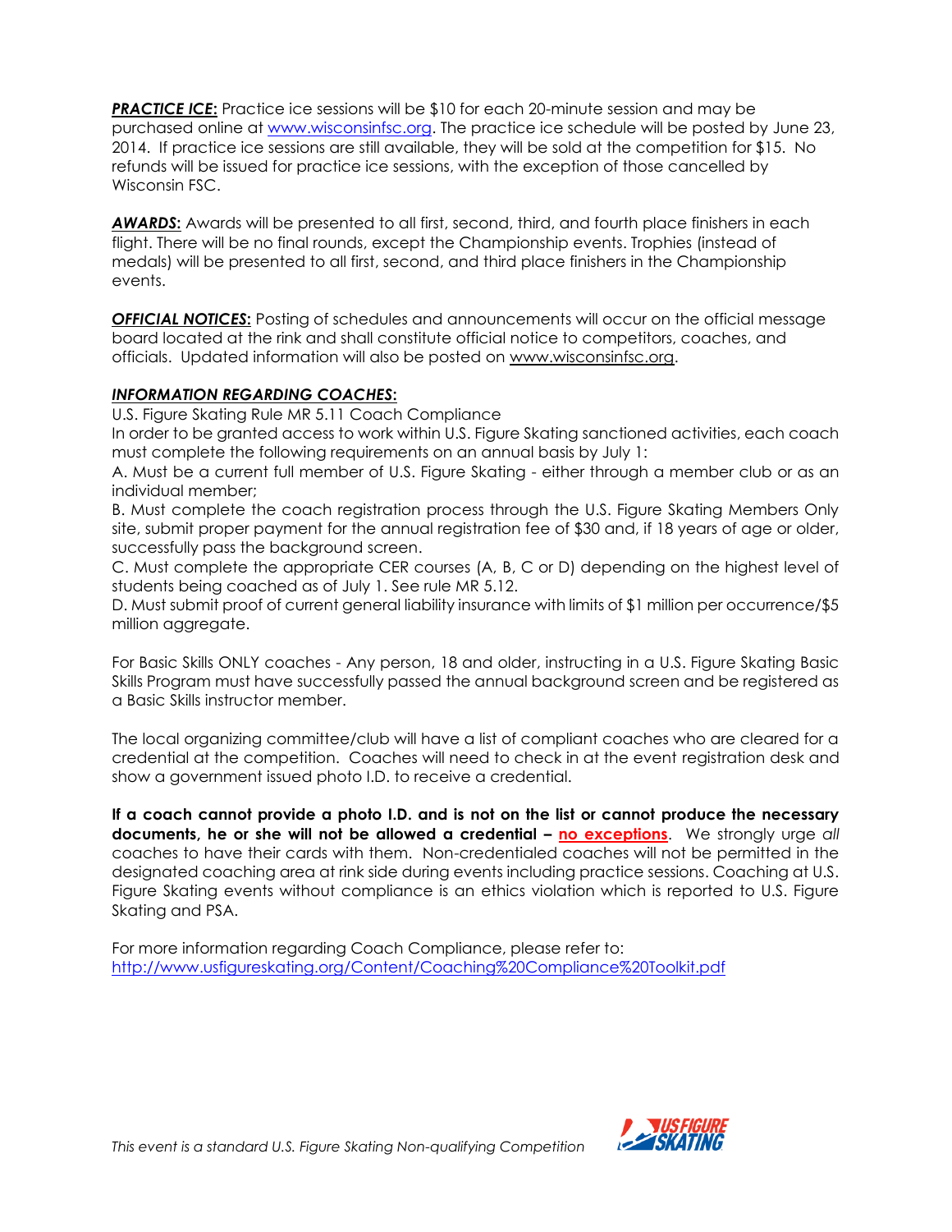***PRACTICE ICE*:** Practice ice sessions will be $10 for each 20-minute session and may be purchased online at www.wisconsinfsc.org. The practice ice schedule will be posted by June 23, 2014. If practice ice sessions are still available, they will be sold at the competition for $15. No refunds will be issued for practice ice sessions, with the exception of those cancelled by Wisconsin FSC.

***AWARDS*:** Awards will be presented to all first, second, third, and fourth place finishers in each flight. There will be no final rounds, except the Championship events. Trophies (instead of medals) will be presented to all first, second, and third place finishers in the Championship events.

***OFFICIAL NOTICES*:** Posting of schedules and announcements will occur on the official message board located at the rink and shall constitute official notice to competitors, coaches, and officials. Updated information will also be posted on www.wisconsinfsc.org.

***INFORMATION REGARDING COACHES*:**

U.S. Figure Skating Rule MR 5.11 Coach Compliance

In order to be granted access to work within U.S. Figure Skating sanctioned activities, each coach must complete the following requirements on an annual basis by July 1:

A. Must be a current full member of U.S. Figure Skating - either through a member club or as an individual member;

B. Must complete the coach registration process through the U.S. Figure Skating Members Only site, submit proper payment for the annual registration fee of $30 and, if 18 years of age or older, successfully pass the background screen.

C. Must complete the appropriate CER courses (A, B, C or D) depending on the highest level of students being coached as of July 1. See rule MR 5.12.

D. Must submit proof of current general liability insurance with limits of $1 million per occurrence/$5 million aggregate.

For Basic Skills ONLY coaches - Any person, 18 and older, instructing in a U.S. Figure Skating Basic Skills Program must have successfully passed the annual background screen and be registered as a Basic Skills instructor member.

The local organizing committee/club will have a list of compliant coaches who are cleared for a credential at the competition. Coaches will need to check in at the event registration desk and show a government issued photo I.D. to receive a credential.

**If a coach cannot provide a photo I.D. and is not on the list or cannot produce the necessary documents, he or she will not be allowed a credential – no exceptions**. We strongly urge *all* coaches to have their cards with them. Non-credentialed coaches will not be permitted in the designated coaching area at rink side during events including practice sessions. Coaching at U.S. Figure Skating events without compliance is an ethics violation which is reported to U.S. Figure Skating and PSA.

For more information regarding Coach Compliance, please refer to:
http://www.usfigureskating.org/Content/Coaching%20Compliance%20Toolkit.pdf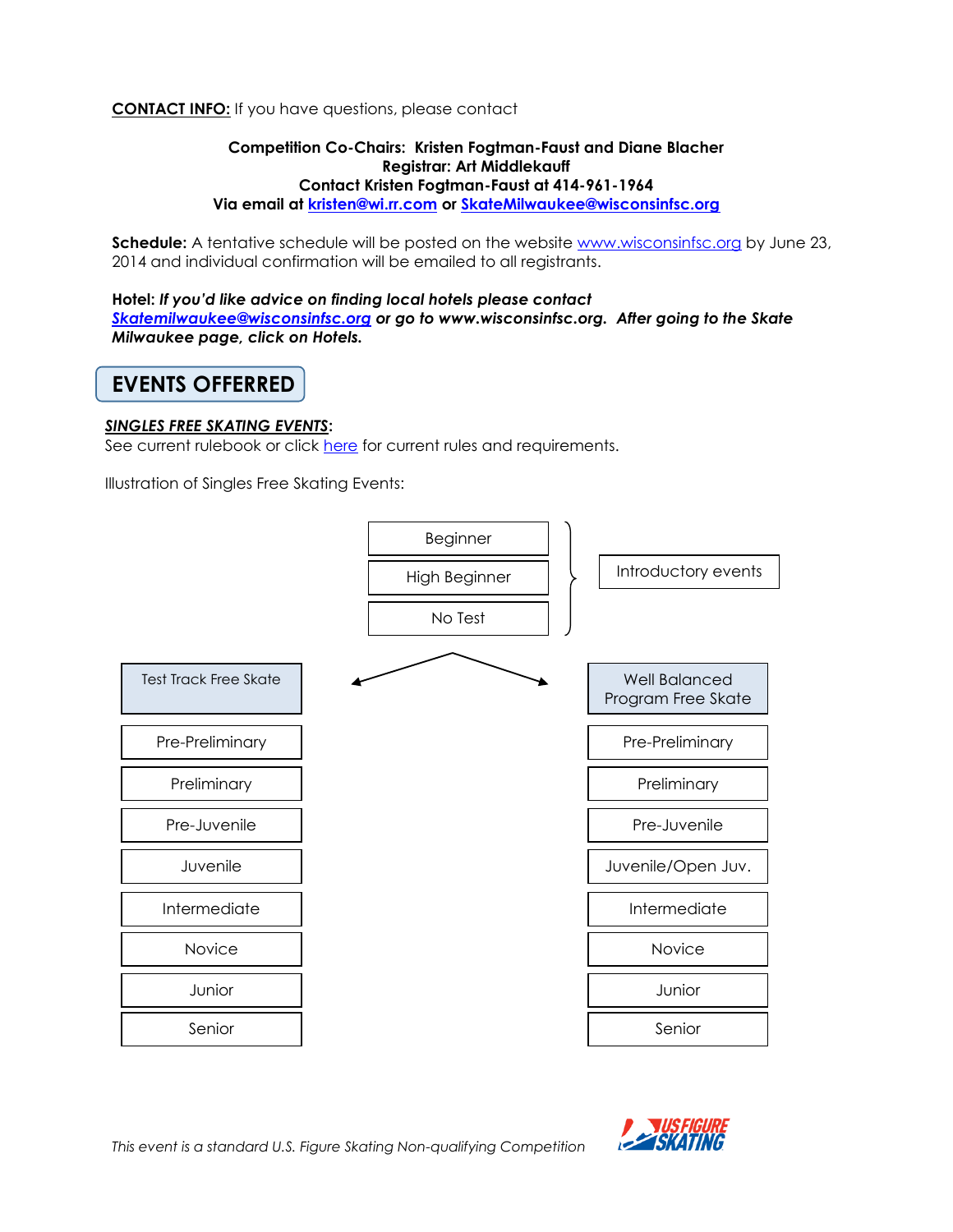**CONTACT INFO:** If you have questions, please contact

**Competition Co-Chairs: Kristen Fogtman-Faust and Diane Blacher**
**Registrar: Art Middlekauff**
**Contact Kristen Fogtman-Faust at 414-961-1964**
**Via email at kristen@wi.rr.com or SkateMilwaukee@wisconsinfsc.org**

**Schedule:** A tentative schedule will be posted on the website www.wisconsinfsc.org by June 23, 2014 and individual confirmation will be emailed to all registrants.

**Hotel:** ***If you'd like advice on finding local hotels please contact Skatemilwaukee@wisconsinfsc.org or go to www.wisconsinfsc.org. After going to the Skate Milwaukee page, click on Hotels.***

## EVENTS OFFERRED

***SINGLES FREE SKATING EVENTS*:**
See current rulebook or click here for current rules and requirements.

Illustration of Singles Free Skating Events:

Introductory events:
- Beginner
- High Beginner
- No Test

| Test Track Free Skate | Well Balanced Program Free Skate |
|---|---|
| Pre-Preliminary | Pre-Preliminary |
| Preliminary | Preliminary |
| Pre-Juvenile | Pre-Juvenile |
| Juvenile | Juvenile/Open Juv. |
| Intermediate | Intermediate |
| Novice | Novice |
| Junior | Junior |
| Senior | Senior |

*This event is a standard U.S. Figure Skating Non-qualifying Competition*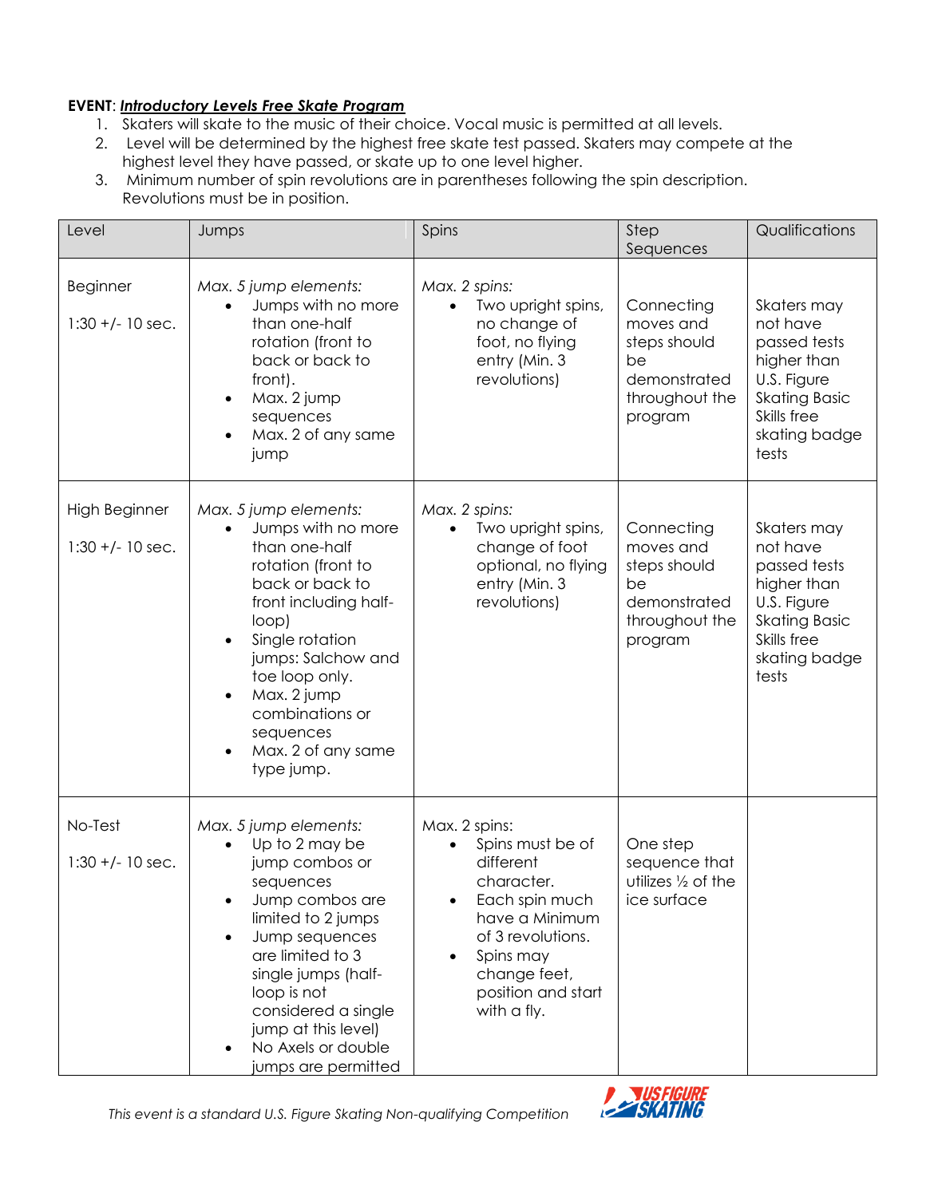**EVENT**: ***Introductory Levels Free Skate Program***

1. Skaters will skate to the music of their choice. Vocal music is permitted at all levels.
2. Level will be determined by the highest free skate test passed. Skaters may compete at the highest level they have passed, or skate up to one level higher.
3. Minimum number of spin revolutions are in parentheses following the spin description. Revolutions must be in position.

| Level | Jumps | Spins | Step Sequences | Qualifications |
|---|---|---|---|---|
| Beginner<br><br>1:30 +/- 10 sec. | *Max. 5 jump elements:*<br>• Jumps with no more than one-half rotation (front to back or back to front).<br>• Max. 2 jump sequences<br>• Max. 2 of any same jump | *Max. 2 spins:*<br>• Two upright spins, no change of foot, no flying entry (Min. 3 revolutions) | Connecting moves and steps should be demonstrated throughout the program | Skaters may not have passed tests higher than U.S. Figure Skating Basic Skills free skating badge tests |
| High Beginner<br><br>1:30 +/- 10 sec. | *Max. 5 jump elements:*<br>• Jumps with no more than one-half rotation (front to back or back to front including half-loop)<br>• Single rotation jumps: Salchow and toe loop only.<br>• Max. 2 jump combinations or sequences<br>• Max. 2 of any same type jump. | *Max. 2 spins:*<br>• Two upright spins, change of foot optional, no flying entry (Min. 3 revolutions) | Connecting moves and steps should be demonstrated throughout the program | Skaters may not have passed tests higher than U.S. Figure Skating Basic Skills free skating badge tests |
| No-Test<br><br>1:30 +/- 10 sec. | *Max. 5 jump elements:*<br>• Up to 2 may be jump combos or sequences<br>• Jump combos are limited to 2 jumps<br>• Jump sequences are limited to 3 single jumps (half-loop is not considered a single jump at this level)<br>• No Axels or double jumps are permitted | Max. 2 spins:<br>• Spins must be of different character.<br>• Each spin much have a Minimum of 3 revolutions.<br>• Spins may change feet, position and start with a fly. | One step sequence that utilizes ½ of the ice surface | |

*This event is a standard U.S. Figure Skating Non-qualifying Competition*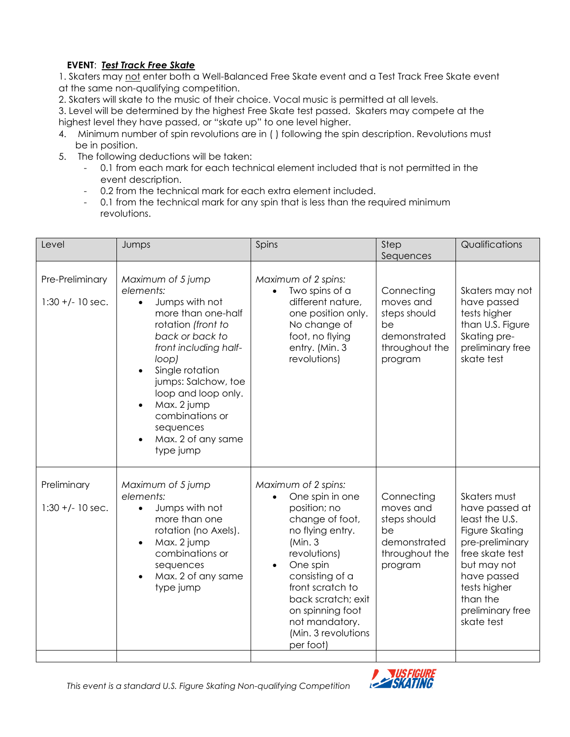**EVENT**: ***Test Track Free Skate***

1. Skaters may not enter both a Well-Balanced Free Skate event and a Test Track Free Skate event at the same non-qualifying competition.
2. Skaters will skate to the music of their choice. Vocal music is permitted at all levels.
3. Level will be determined by the highest Free Skate test passed. Skaters may compete at the highest level they have passed, or "skate up" to one level higher.
4. Minimum number of spin revolutions are in ( ) following the spin description. Revolutions must be in position.
5. The following deductions will be taken:
   - 0.1 from each mark for each technical element included that is not permitted in the event description.
   - 0.2 from the technical mark for each extra element included.
   - 0.1 from the technical mark for any spin that is less than the required minimum revolutions.

| Level | Jumps | Spins | Step Sequences | Qualifications |
|---|---|---|---|---|
| Pre-Preliminary<br><br>1:30 +/- 10 sec. | *Maximum of 5 jump elements:*<br>• Jumps with not more than one-half rotation *(front to back or back to front including half-loop)*<br>• Single rotation jumps: Salchow, toe loop and loop only.<br>• Max. 2 jump combinations or sequences<br>• Max. 2 of any same type jump | *Maximum of 2 spins:*<br>• Two spins of a different nature, one position only. No change of foot, no flying entry. (Min. 3 revolutions) | Connecting moves and steps should be demonstrated throughout the program | Skaters may not have passed tests higher than U.S. Figure Skating pre-preliminary free skate test |
| Preliminary<br><br>1:30 +/- 10 sec. | *Maximum of 5 jump elements:*<br>• Jumps with not more than one rotation (no Axels).<br>• Max. 2 jump combinations or sequences<br>• Max. 2 of any same type jump | *Maximum of 2 spins:*<br>• One spin in one position; no change of foot, no flying entry. (Min. 3 revolutions)<br>• One spin consisting of a front scratch to back scratch; exit on spinning foot not mandatory. (Min. 3 revolutions per foot) | Connecting moves and steps should be demonstrated throughout the program | Skaters must have passed at least the U.S. Figure Skating pre-preliminary free skate test but may not have passed tests higher than the preliminary free skate test |
| | | | | |

*This event is a standard U.S. Figure Skating Non-qualifying Competition*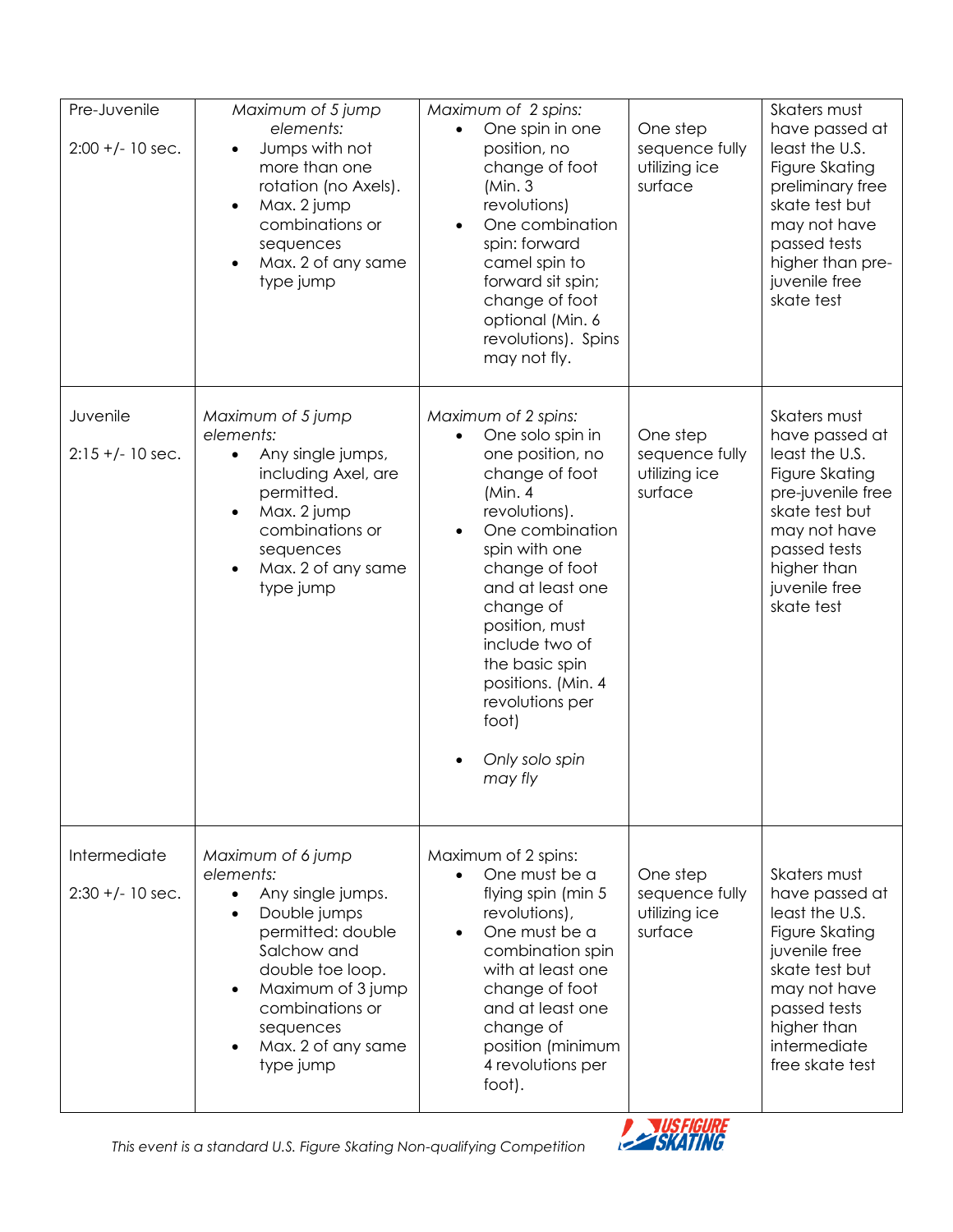| | | | | |
|---|---|---|---|---|
| Pre-Juvenile<br><br>2:00 +/- 10 sec. | *Maximum of 5 jump elements:*<br>• Jumps with not more than one rotation (no Axels).<br>• Max. 2 jump combinations or sequences<br>• Max. 2 of any same type jump | *Maximum of 2 spins:*<br>• One spin in one position, no change of foot (Min. 3 revolutions)<br>• One combination spin: forward camel spin to forward sit spin; change of foot optional (Min. 6 revolutions). Spins may not fly. | One step sequence fully utilizing ice surface | Skaters must have passed at least the U.S. Figure Skating preliminary free skate test but may not have passed tests higher than pre-juvenile free skate test |
| Juvenile<br><br>2:15 +/- 10 sec. | *Maximum of 5 jump elements:*<br>• Any single jumps, including Axel, are permitted.<br>• Max. 2 jump combinations or sequences<br>• Max. 2 of any same type jump | *Maximum of 2 spins:*<br>• One solo spin in one position, no change of foot (Min. 4 revolutions).<br>• One combination spin with one change of foot and at least one change of position, must include two of the basic spin positions. (Min. 4 revolutions per foot)<br>• *Only solo spin may fly* | One step sequence fully utilizing ice surface | Skaters must have passed at least the U.S. Figure Skating pre-juvenile free skate test but may not have passed tests higher than juvenile free skate test |
| Intermediate<br><br>2:30 +/- 10 sec. | *Maximum of 6 jump elements:*<br>• Any single jumps.<br>• Double jumps permitted: double Salchow and double toe loop.<br>• Maximum of 3 jump combinations or sequences<br>• Max. 2 of any same type jump | Maximum of 2 spins:<br>• One must be a flying spin (min 5 revolutions),<br>• One must be a combination spin with at least one change of foot and at least one change of position (minimum 4 revolutions per foot). | One step sequence fully utilizing ice surface | Skaters must have passed at least the U.S. Figure Skating juvenile free skate test but may not have passed tests higher than intermediate free skate test |

*This event is a standard U.S. Figure Skating Non-qualifying Competition*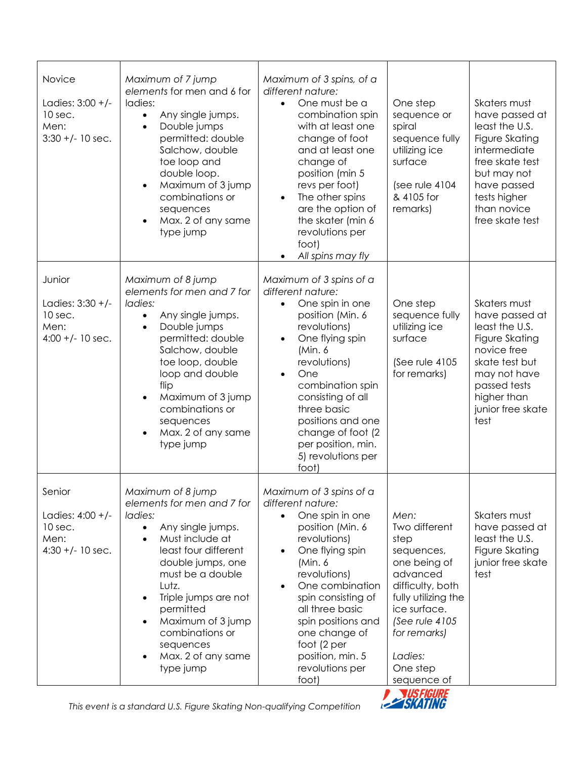| | | | | |
|---|---|---|---|---|
| Novice<br><br>Ladies: 3:00 +/- 10 sec.<br>Men:<br>3:30 +/- 10 sec. | *Maximum of 7 jump elements* for men and 6 for ladies:<br>• Any single jumps.<br>• Double jumps permitted: double Salchow, double toe loop and double loop.<br>• Maximum of 3 jump combinations or sequences<br>• Max. 2 of any same type jump | *Maximum of 3 spins, of a different nature:*<br>• One must be a combination spin with at least one change of foot and at least one change of position (min 5 revs per foot)<br>• The other spins are the option of the skater (min 6 revolutions per foot)<br>• *All spins may fly* | One step sequence or spiral sequence fully utilizing ice surface<br><br>(see rule 4104 & 4105 for remarks) | Skaters must have passed at least the U.S. Figure Skating intermediate free skate test but may not have passed tests higher than novice free skate test |
| Junior<br><br>Ladies: 3:30 +/- 10 sec.<br>Men:<br>4:00 +/- 10 sec. | *Maximum of 8 jump elements for men and 7 for ladies:*<br>• Any single jumps.<br>• Double jumps permitted: double Salchow, double toe loop, double loop and double flip<br>• Maximum of 3 jump combinations or sequences<br>• Max. 2 of any same type jump | *Maximum of 3 spins of a different nature:*<br>• One spin in one position (Min. 6 revolutions)<br>• One flying spin (Min. 6 revolutions)<br>• One combination spin consisting of all three basic positions and one change of foot (2 per position, min. 5) revolutions per foot) | One step sequence fully utilizing ice surface<br><br>(See rule 4105 for remarks) | Skaters must have passed at least the U.S. Figure Skating novice free skate test but may not have passed tests higher than junior free skate test |
| Senior<br><br>Ladies: 4:00 +/- 10 sec.<br>Men:<br>4:30 +/- 10 sec. | *Maximum of 8 jump elements for men and 7 for ladies:*<br>• Any single jumps.<br>• Must include at least four different double jumps, one must be a double Lutz.<br>• Triple jumps are not permitted<br>• Maximum of 3 jump combinations or sequences<br>• Max. 2 of any same type jump | *Maximum of 3 spins of a different nature:*<br>• One spin in one position (Min. 6 revolutions)<br>• One flying spin (Min. 6 revolutions)<br>• One combination spin consisting of all three basic spin positions and one change of foot (2 per position, min. 5 revolutions per foot) | *Men:*<br>Two different step sequences, one being of advanced difficulty, both fully utilizing the ice surface.<br>*(See rule 4105 for remarks)*<br><br>*Ladies:*<br>One step sequence of | Skaters must have passed at least the U.S. Figure Skating junior free skate test |

*This event is a standard U.S. Figure Skating Non-qualifying Competition*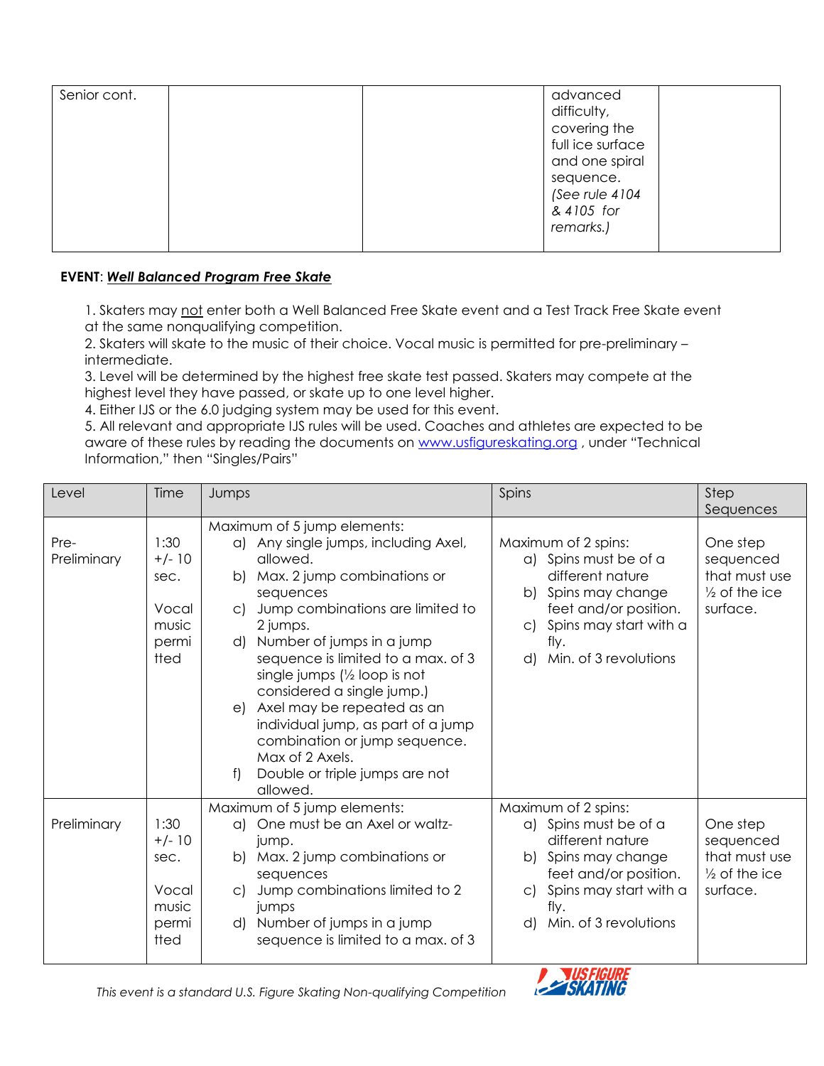| Senior cont. | | | advanced difficulty, covering the full ice surface and one spiral sequence. *(See rule 4104 & 4105 for remarks.)* | |
|---|---|---|---|---|

**EVENT**: ***Well Balanced Program Free Skate***

1. Skaters may not enter both a Well Balanced Free Skate event and a Test Track Free Skate event at the same nonqualifying competition.
2. Skaters will skate to the music of their choice. Vocal music is permitted for pre-preliminary – intermediate.
3. Level will be determined by the highest free skate test passed. Skaters may compete at the highest level they have passed, or skate up to one level higher.
4. Either IJS or the 6.0 judging system may be used for this event.
5. All relevant and appropriate IJS rules will be used. Coaches and athletes are expected to be aware of these rules by reading the documents on www.usfigureskating.org , under "Technical Information," then "Singles/Pairs"

| Level | Time | Jumps | Spins | Step Sequences |
|---|---|---|---|---|
| Pre-Preliminary | 1:30 +/- 10 sec.<br><br>Vocal music permitted | Maximum of 5 jump elements:<br>a) Any single jumps, including Axel, allowed.<br>b) Max. 2 jump combinations or sequences<br>c) Jump combinations are limited to 2 jumps.<br>d) Number of jumps in a jump sequence is limited to a max. of 3 single jumps (½ loop is not considered a single jump.)<br>e) Axel may be repeated as an individual jump, as part of a jump combination or jump sequence. Max of 2 Axels.<br>f) Double or triple jumps are not allowed. | Maximum of 2 spins:<br>a) Spins must be of a different nature<br>b) Spins may change feet and/or position.<br>c) Spins may start with a fly.<br>d) Min. of 3 revolutions | One step sequenced that must use ½ of the ice surface. |
| Preliminary | 1:30 +/- 10 sec.<br><br>Vocal music permitted | Maximum of 5 jump elements:<br>a) One must be an Axel or waltz-jump.<br>b) Max. 2 jump combinations or sequences<br>c) Jump combinations limited to 2 jumps<br>d) Number of jumps in a jump sequence is limited to a max. of 3 | Maximum of 2 spins:<br>a) Spins must be of a different nature<br>b) Spins may change feet and/or position.<br>c) Spins may start with a fly.<br>d) Min. of 3 revolutions | One step sequenced that must use ½ of the ice surface. |

*This event is a standard U.S. Figure Skating Non-qualifying Competition*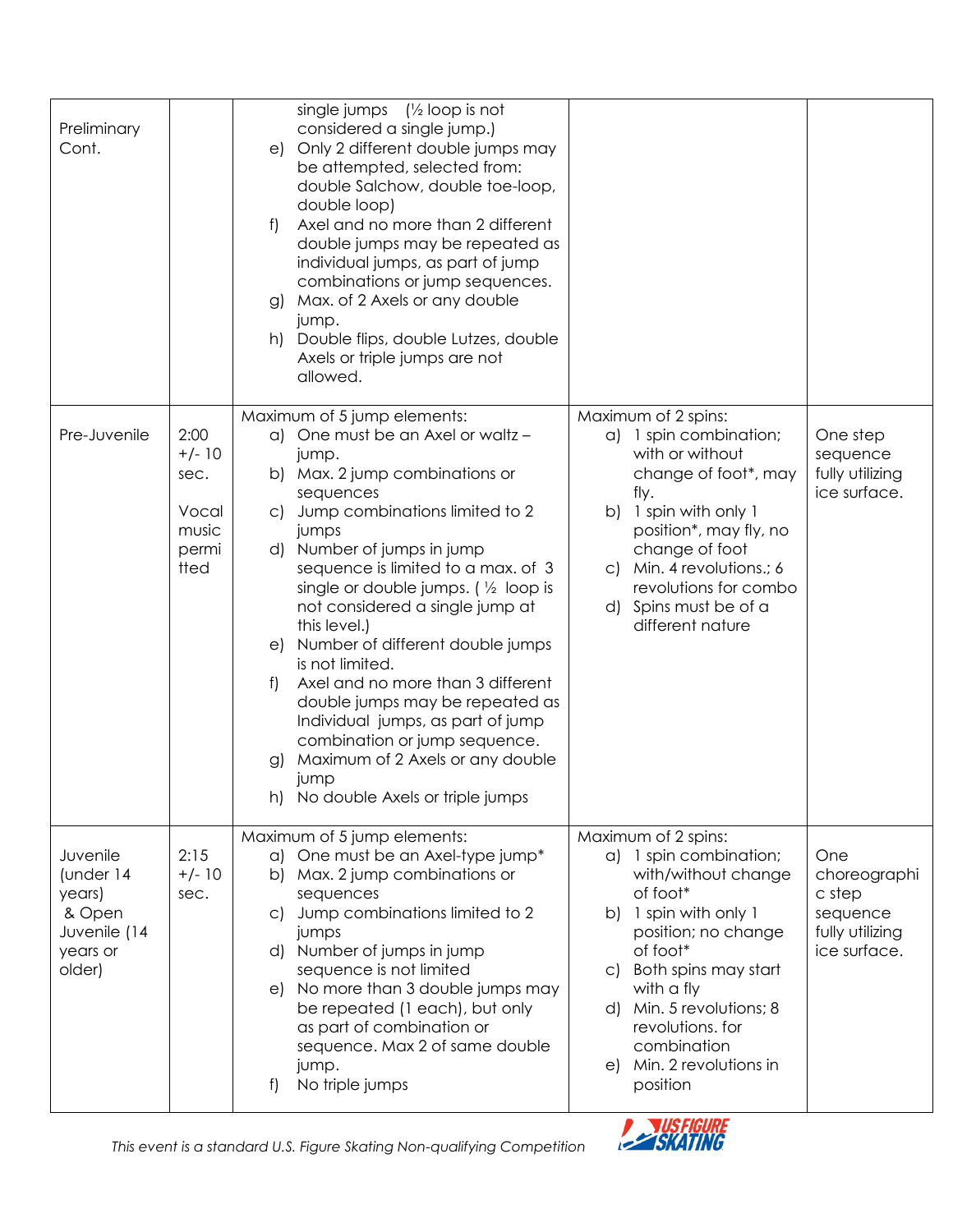| | | | | |
|---|---|---|---|---|
| Preliminary Cont. | | single jumps (½ loop is not considered a single jump.)<br>e) Only 2 different double jumps may be attempted, selected from: double Salchow, double toe-loop, double loop)<br>f) Axel and no more than 2 different double jumps may be repeated as individual jumps, as part of jump combinations or jump sequences.<br>g) Max. of 2 Axels or any double jump.<br>h) Double flips, double Lutzes, double Axels or triple jumps are not allowed. | | |
| Pre-Juvenile | 2:00 +/- 10 sec.<br><br>Vocal music permitted | Maximum of 5 jump elements:<br>a) One must be an Axel or waltz – jump.<br>b) Max. 2 jump combinations or sequences<br>c) Jump combinations limited to 2 jumps<br>d) Number of jumps in jump sequence is limited to a max. of 3 single or double jumps. ( ½ loop is not considered a single jump at this level.)<br>e) Number of different double jumps is not limited.<br>f) Axel and no more than 3 different double jumps may be repeated as Individual jumps, as part of jump combination or jump sequence.<br>g) Maximum of 2 Axels or any double jump<br>h) No double Axels or triple jumps | Maximum of 2 spins:<br>a) 1 spin combination; with or without change of foot*, may fly.<br>b) 1 spin with only 1 position*, may fly, no change of foot<br>c) Min. 4 revolutions.; 6 revolutions for combo<br>d) Spins must be of a different nature | One step sequence fully utilizing ice surface. |
| Juvenile (under 14 years) & Open Juvenile (14 years or older) | 2:15 +/- 10 sec. | Maximum of 5 jump elements:<br>a) One must be an Axel-type jump*<br>b) Max. 2 jump combinations or sequences<br>c) Jump combinations limited to 2 jumps<br>d) Number of jumps in jump sequence is not limited<br>e) No more than 3 double jumps may be repeated (1 each), but only as part of combination or sequence. Max 2 of same double jump.<br>f) No triple jumps | Maximum of 2 spins:<br>a) 1 spin combination; with/without change of foot*<br>b) 1 spin with only 1 position; no change of foot*<br>c) Both spins may start with a fly<br>d) Min. 5 revolutions; 8 revolutions. for combination<br>e) Min. 2 revolutions in position | One choreographic step sequence fully utilizing ice surface. |

*This event is a standard U.S. Figure Skating Non-qualifying Competition*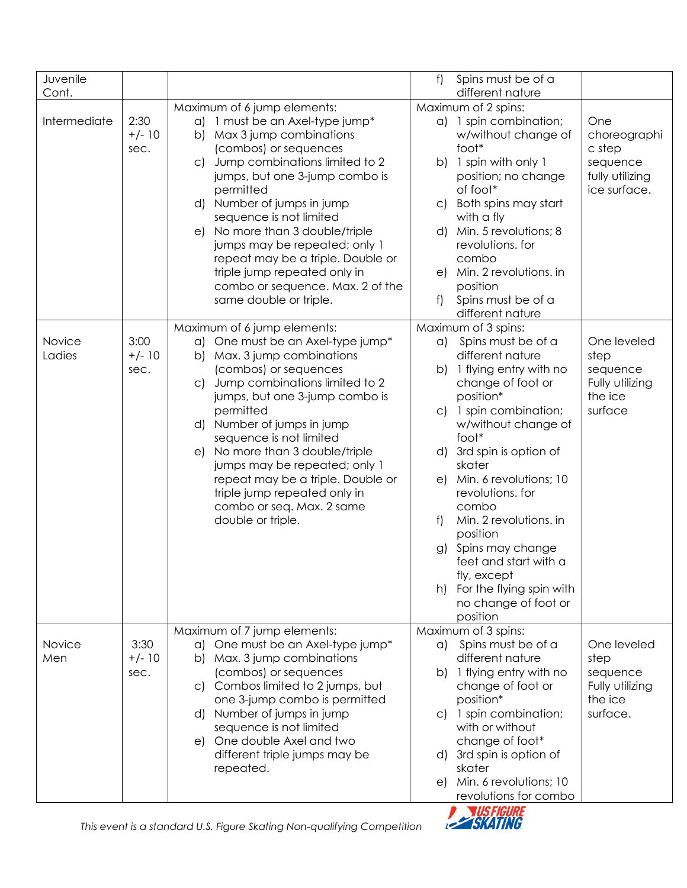| | | | | |
|---|---|---|---|---|
| Juvenile Cont. | | | f) Spins must be of a different nature | |
| Intermediate | 2:30 +/- 10 sec. | Maximum of 6 jump elements:<br>a) 1 must be an Axel-type jump*<br>b) Max 3 jump combinations (combos) or sequences<br>c) Jump combinations limited to 2 jumps, but one 3-jump combo is permitted<br>d) Number of jumps in jump sequence is not limited<br>e) No more than 3 double/triple jumps may be repeated; only 1 repeat may be a triple. Double or triple jump repeated only in combo or sequence. Max. 2 of the same double or triple. | Maximum of 2 spins:<br>a) 1 spin combination; w/without change of foot*<br>b) 1 spin with only 1 position; no change of foot*<br>c) Both spins may start with a fly<br>d) Min. 5 revolutions; 8 revolutions. for combo<br>e) Min. 2 revolutions. in position<br>f) Spins must be of a different nature | One choreographic step sequence fully utilizing ice surface. |
| Novice Ladies | 3:00 +/- 10 sec. | Maximum of 6 jump elements:<br>a) One must be an Axel-type jump*<br>b) Max. 3 jump combinations (combos) or sequences<br>c) Jump combinations limited to 2 jumps, but one 3-jump combo is permitted<br>d) Number of jumps in jump sequence is not limited<br>e) No more than 3 double/triple jumps may be repeated; only 1 repeat may be a triple. Double or triple jump repeated only in combo or seq. Max. 2 same double or triple. | Maximum of 3 spins:<br>a) Spins must be of a different nature<br>b) 1 flying entry with no change of foot or position*<br>c) 1 spin combination; w/without change of foot*<br>d) 3rd spin is option of skater<br>e) Min. 6 revolutions; 10 revolutions. for combo<br>f) Min. 2 revolutions. in position<br>g) Spins may change feet and start with a fly, except<br>h) For the flying spin with no change of foot or position | One leveled step sequence Fully utilizing the ice surface |
| Novice Men | 3:30 +/- 10 sec. | Maximum of 7 jump elements:<br>a) One must be an Axel-type jump*<br>b) Max. 3 jump combinations (combos) or sequences<br>c) Combos limited to 2 jumps, but one 3-jump combo is permitted<br>d) Number of jumps in jump sequence is not limited<br>e) One double Axel and two different triple jumps may be repeated. | Maximum of 3 spins:<br>a) Spins must be of a different nature<br>b) 1 flying entry with no change of foot or position*<br>c) 1 spin combination; with or without change of foot*<br>d) 3rd spin is option of skater<br>e) Min. 6 revolutions; 10 revolutions for combo | One leveled step sequence Fully utilizing the ice surface. |

*This event is a standard U.S. Figure Skating Non-qualifying Competition*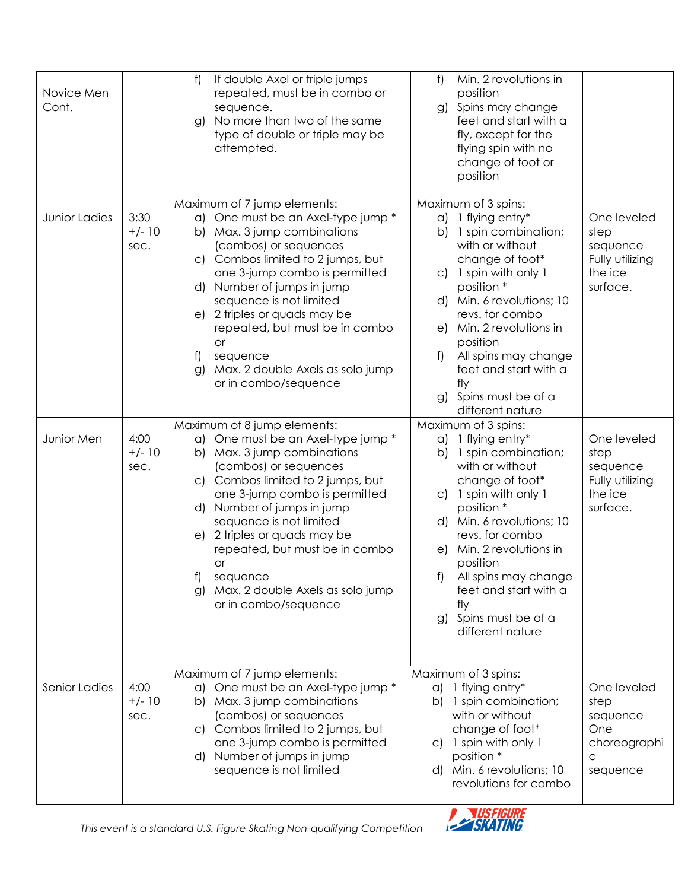| | | | | |
|---|---|---|---|---|
| Novice Men Cont. | | f) If double Axel or triple jumps repeated, must be in combo or sequence.<br>g) No more than two of the same type of double or triple may be attempted. | f) Min. 2 revolutions in position<br>g) Spins may change feet and start with a fly, except for the flying spin with no change of foot or position | |
| Junior Ladies | 3:30 +/- 10 sec. | Maximum of 7 jump elements:<br>a) One must be an Axel-type jump *<br>b) Max. 3 jump combinations (combos) or sequences<br>c) Combos limited to 2 jumps, but one 3-jump combo is permitted<br>d) Number of jumps in jump sequence is not limited<br>e) 2 triples or quads may be repeated, but must be in combo or<br>f) sequence<br>g) Max. 2 double Axels as solo jump or in combo/sequence | Maximum of 3 spins:<br>a) 1 flying entry*<br>b) 1 spin combination; with or without change of foot*<br>c) 1 spin with only 1 position *<br>d) Min. 6 revolutions; 10 revs. for combo<br>e) Min. 2 revolutions in position<br>f) All spins may change feet and start with a fly<br>g) Spins must be of a different nature | One leveled step sequence Fully utilizing the ice surface. |
| Junior Men | 4:00 +/- 10 sec. | Maximum of 8 jump elements:<br>a) One must be an Axel-type jump *<br>b) Max. 3 jump combinations (combos) or sequences<br>c) Combos limited to 2 jumps, but one 3-jump combo is permitted<br>d) Number of jumps in jump sequence is not limited<br>e) 2 triples or quads may be repeated, but must be in combo or<br>f) sequence<br>g) Max. 2 double Axels as solo jump or in combo/sequence | Maximum of 3 spins:<br>a) 1 flying entry*<br>b) 1 spin combination; with or without change of foot*<br>c) 1 spin with only 1 position *<br>d) Min. 6 revolutions; 10 revs. for combo<br>e) Min. 2 revolutions in position<br>f) All spins may change feet and start with a fly<br>g) Spins must be of a different nature | One leveled step sequence Fully utilizing the ice surface. |
| Senior Ladies | 4:00 +/- 10 sec. | Maximum of 7 jump elements:<br>a) One must be an Axel-type jump *<br>b) Max. 3 jump combinations (combos) or sequences<br>c) Combos limited to 2 jumps, but one 3-jump combo is permitted<br>d) Number of jumps in jump sequence is not limited | Maximum of 3 spins:<br>a) 1 flying entry*<br>b) 1 spin combination; with or without change of foot*<br>c) 1 spin with only 1 position *<br>d) Min. 6 revolutions; 10 revolutions for combo | One leveled step sequence One choreographic sequence |

*This event is a standard U.S. Figure Skating Non-qualifying Competition*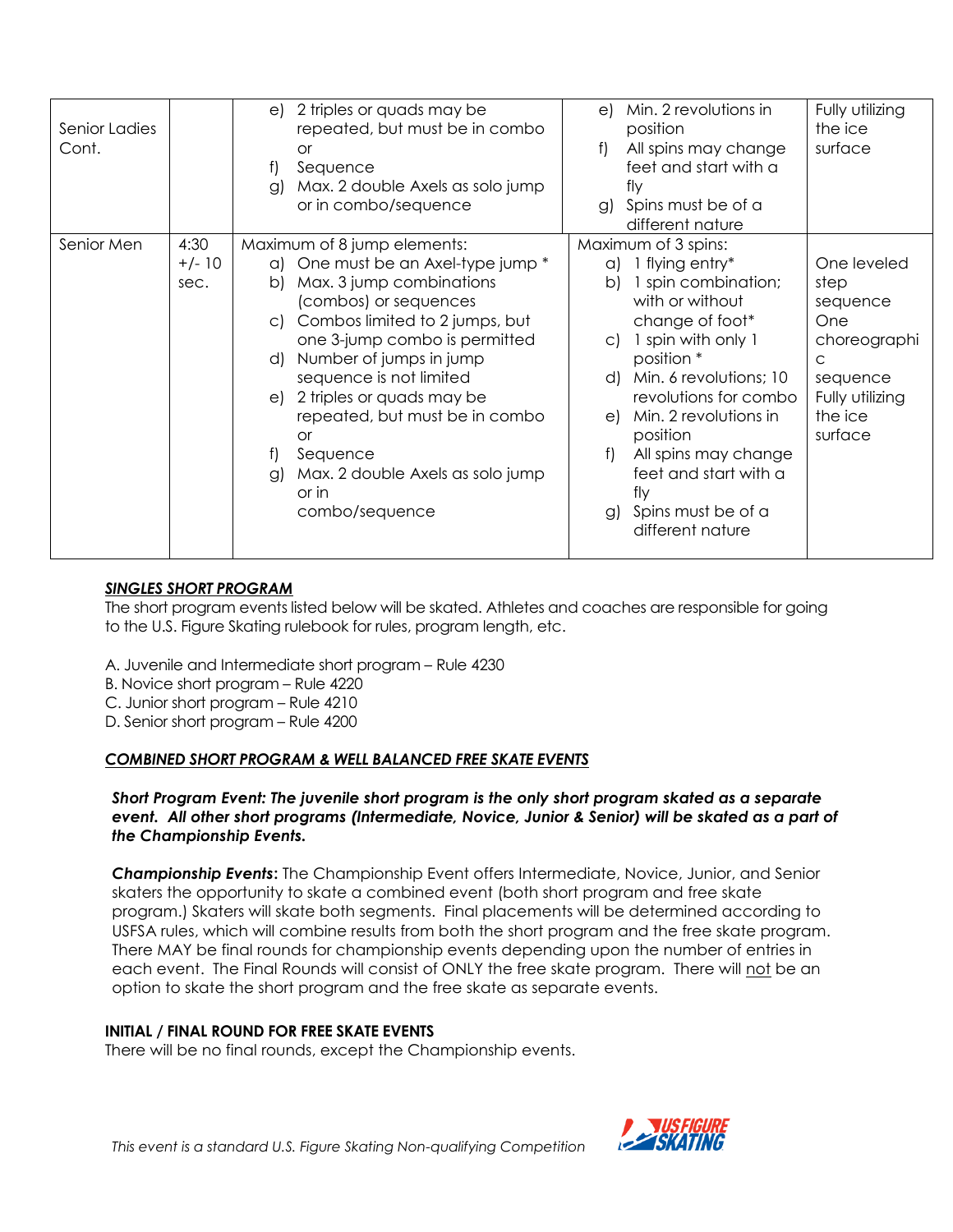| | | | | |
|---|---|---|---|---|
| Senior Ladies Cont. | | e) 2 triples or quads may be repeated, but must be in combo or<br>f) Sequence<br>g) Max. 2 double Axels as solo jump or in combo/sequence | e) Min. 2 revolutions in position<br>f) All spins may change feet and start with a fly<br>g) Spins must be of a different nature | Fully utilizing the ice surface |
| Senior Men | 4:30 +/- 10 sec. | Maximum of 8 jump elements:<br>a) One must be an Axel-type jump *<br>b) Max. 3 jump combinations (combos) or sequences<br>c) Combos limited to 2 jumps, but one 3-jump combo is permitted<br>d) Number of jumps in jump sequence is not limited<br>e) 2 triples or quads may be repeated, but must be in combo or<br>f) Sequence<br>g) Max. 2 double Axels as solo jump or in combo/sequence | Maximum of 3 spins:<br>a) 1 flying entry*<br>b) 1 spin combination; with or without change of foot*<br>c) 1 spin with only 1 position *<br>d) Min. 6 revolutions; 10 revolutions for combo<br>e) Min. 2 revolutions in position<br>f) All spins may change feet and start with a fly<br>g) Spins must be of a different nature | One leveled step sequence<br>One choreographic sequence<br>Fully utilizing the ice surface |

***SINGLES SHORT PROGRAM***

The short program events listed below will be skated. Athletes and coaches are responsible for going to the U.S. Figure Skating rulebook for rules, program length, etc.

A. Juvenile and Intermediate short program – Rule 4230
B. Novice short program – Rule 4220
C. Junior short program – Rule 4210
D. Senior short program – Rule 4200

***COMBINED SHORT PROGRAM & WELL BALANCED FREE SKATE EVENTS***

***Short Program Event: The juvenile short program is the only short program skated as a separate event. All other short programs (Intermediate, Novice, Junior & Senior) will be skated as a part of the Championship Events.***

***Championship Events*:** The Championship Event offers Intermediate, Novice, Junior, and Senior skaters the opportunity to skate a combined event (both short program and free skate program.) Skaters will skate both segments. Final placements will be determined according to USFSA rules, which will combine results from both the short program and the free skate program. There MAY be final rounds for championship events depending upon the number of entries in each event. The Final Rounds will consist of ONLY the free skate program. There will not be an option to skate the short program and the free skate as separate events.

**INITIAL / FINAL ROUND FOR FREE SKATE EVENTS**

There will be no final rounds, except the Championship events.

*This event is a standard U.S. Figure Skating Non-qualifying Competition*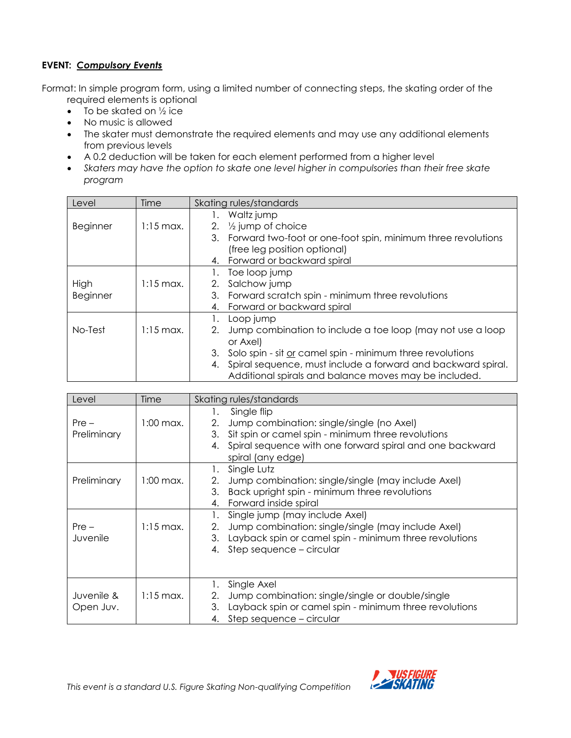**EVENT: *Compulsory Events***

Format: In simple program form, using a limited number of connecting steps, the skating order of the required elements is optional

- To be skated on ½ ice
- No music is allowed
- The skater must demonstrate the required elements and may use any additional elements from previous levels
- A 0.2 deduction will be taken for each element performed from a higher level
- *Skaters may have the option to skate one level higher in compulsories than their free skate program*

| Level | Time | Skating rules/standards |
|---|---|---|
| Beginner | 1:15 max. | 1. Waltz jump<br>2. ½ jump of choice<br>3. Forward two-foot or one-foot spin, minimum three revolutions (free leg position optional)<br>4. Forward or backward spiral |
| High Beginner | 1:15 max. | 1. Toe loop jump<br>2. Salchow jump<br>3. Forward scratch spin - minimum three revolutions<br>4. Forward or backward spiral |
| No-Test | 1:15 max. | 1. Loop jump<br>2. Jump combination to include a toe loop (may not use a loop or Axel)<br>3. Solo spin - sit <u>or</u> camel spin - minimum three revolutions<br>4. Spiral sequence, must include a forward and backward spiral. Additional spirals and balance moves may be included. |

| Level | Time | Skating rules/standards |
|---|---|---|
| Pre – Preliminary | 1:00 max. | 1. Single flip<br>2. Jump combination: single/single (no Axel)<br>3. Sit spin or camel spin - minimum three revolutions<br>4. Spiral sequence with one forward spiral and one backward spiral (any edge) |
| Preliminary | 1:00 max. | 1. Single Lutz<br>2. Jump combination: single/single (may include Axel)<br>3. Back upright spin - minimum three revolutions<br>4. Forward inside spiral |
| Pre – Juvenile | 1:15 max. | 1. Single jump (may include Axel)<br>2. Jump combination: single/single (may include Axel)<br>3. Layback spin or camel spin - minimum three revolutions<br>4. Step sequence – circular |
| Juvenile & Open Juv. | 1:15 max. | 1. Single Axel<br>2. Jump combination: single/single or double/single<br>3. Layback spin or camel spin - minimum three revolutions<br>4. Step sequence – circular |

*This event is a standard U.S. Figure Skating Non-qualifying Competition*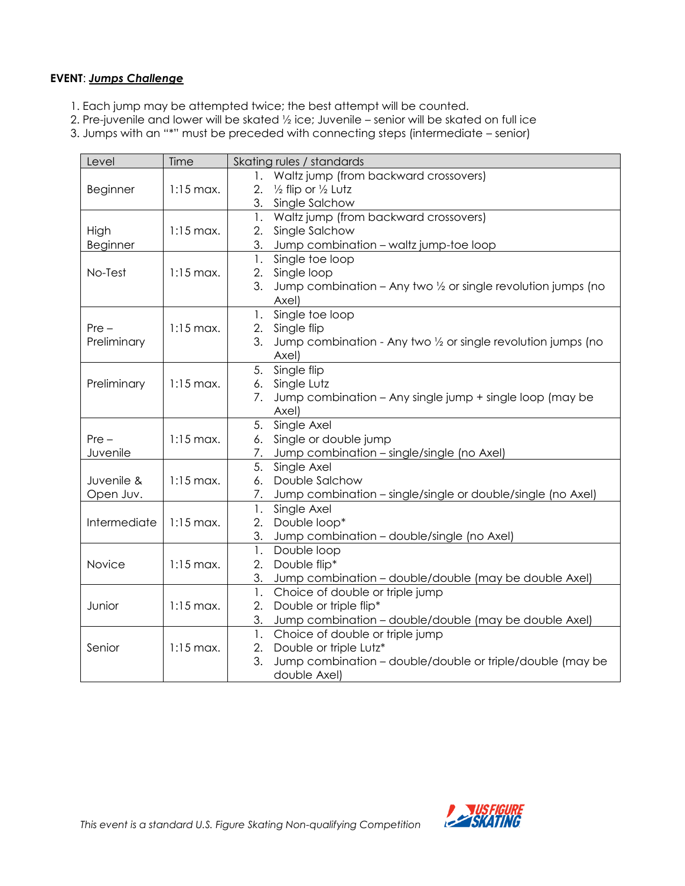**EVENT**: ***Jumps Challenge***

1. Each jump may be attempted twice; the best attempt will be counted.
2. Pre-juvenile and lower will be skated ½ ice; Juvenile – senior will be skated on full ice
3. Jumps with an "*" must be preceded with connecting steps (intermediate – senior)

| Level | Time | Skating rules / standards |
|---|---|---|
| Beginner | 1:15 max. | 1. Waltz jump (from backward crossovers)<br>2. ½ flip or ½ Lutz<br>3. Single Salchow |
| High Beginner | 1:15 max. | 1. Waltz jump (from backward crossovers)<br>2. Single Salchow<br>3. Jump combination – waltz jump-toe loop |
| No-Test | 1:15 max. | 1. Single toe loop<br>2. Single loop<br>3. Jump combination – Any two ½ or single revolution jumps (no Axel) |
| Pre – Preliminary | 1:15 max. | 1. Single toe loop<br>2. Single flip<br>3. Jump combination - Any two ½ or single revolution jumps (no Axel) |
| Preliminary | 1:15 max. | 5. Single flip<br>6. Single Lutz<br>7. Jump combination – Any single jump + single loop (may be Axel) |
| Pre – Juvenile | 1:15 max. | 5. Single Axel<br>6. Single or double jump<br>7. Jump combination – single/single (no Axel) |
| Juvenile & Open Juv. | 1:15 max. | 5. Single Axel<br>6. Double Salchow<br>7. Jump combination – single/single or double/single (no Axel) |
| Intermediate | 1:15 max. | 1. Single Axel<br>2. Double loop*<br>3. Jump combination – double/single (no Axel) |
| Novice | 1:15 max. | 1. Double loop<br>2. Double flip*<br>3. Jump combination – double/double (may be double Axel) |
| Junior | 1:15 max. | 1. Choice of double or triple jump<br>2. Double or triple flip*<br>3. Jump combination – double/double (may be double Axel) |
| Senior | 1:15 max. | 1. Choice of double or triple jump<br>2. Double or triple Lutz*<br>3. Jump combination – double/double or triple/double (may be double Axel) |

*This event is a standard U.S. Figure Skating Non-qualifying Competition*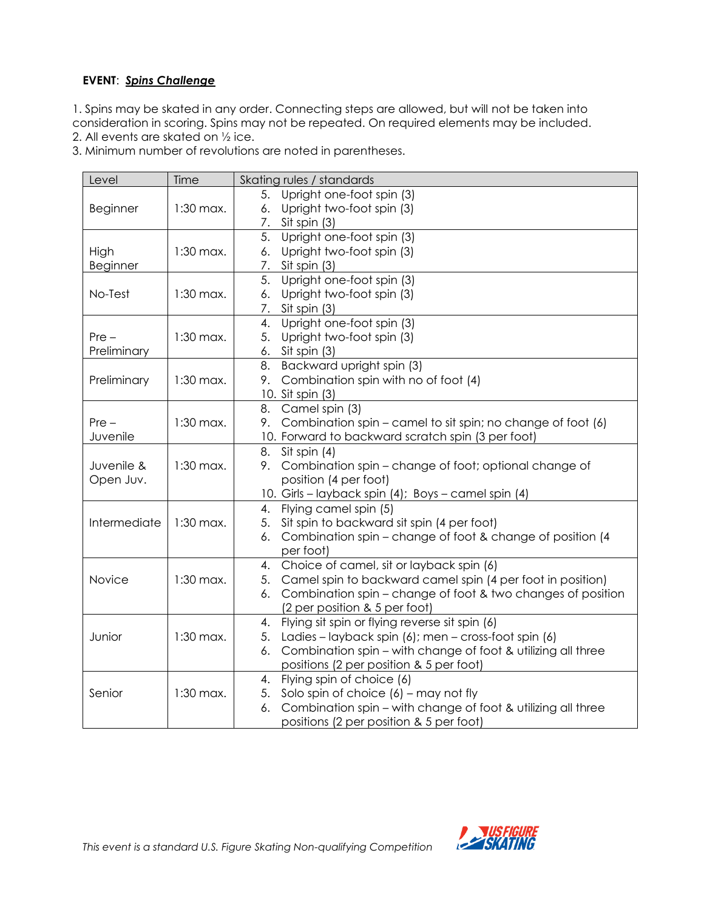**EVENT**: ***Spins Challenge***

1. Spins may be skated in any order. Connecting steps are allowed, but will not be taken into consideration in scoring. Spins may not be repeated. On required elements may be included.
2. All events are skated on ½ ice.
3. Minimum number of revolutions are noted in parentheses.

| Level | Time | Skating rules / standards |
|---|---|---|
| Beginner | 1:30 max. | 5. Upright one-foot spin (3)<br>6. Upright two-foot spin (3)<br>7. Sit spin (3) |
| High Beginner | 1:30 max. | 5. Upright one-foot spin (3)<br>6. Upright two-foot spin (3)<br>7. Sit spin (3) |
| No-Test | 1:30 max. | 5. Upright one-foot spin (3)<br>6. Upright two-foot spin (3)<br>7. Sit spin (3) |
| Pre – Preliminary | 1:30 max. | 4. Upright one-foot spin (3)<br>5. Upright two-foot spin (3)<br>6. Sit spin (3) |
| Preliminary | 1:30 max. | 8. Backward upright spin (3)<br>9. Combination spin with no of foot (4)<br>10. Sit spin (3) |
| Pre – Juvenile | 1:30 max. | 8. Camel spin (3)<br>9. Combination spin – camel to sit spin; no change of foot (6)<br>10. Forward to backward scratch spin (3 per foot) |
| Juvenile & Open Juv. | 1:30 max. | 8. Sit spin (4)<br>9. Combination spin – change of foot; optional change of position (4 per foot)<br>10. Girls – layback spin (4); Boys – camel spin (4) |
| Intermediate | 1:30 max. | 4. Flying camel spin (5)<br>5. Sit spin to backward sit spin (4 per foot)<br>6. Combination spin – change of foot & change of position (4 per foot) |
| Novice | 1:30 max. | 4. Choice of camel, sit or layback spin (6)<br>5. Camel spin to backward camel spin (4 per foot in position)<br>6. Combination spin – change of foot & two changes of position (2 per position & 5 per foot) |
| Junior | 1:30 max. | 4. Flying sit spin or flying reverse sit spin (6)<br>5. Ladies – layback spin (6); men – cross-foot spin (6)<br>6. Combination spin – with change of foot & utilizing all three positions (2 per position & 5 per foot) |
| Senior | 1:30 max. | 4. Flying spin of choice (6)<br>5. Solo spin of choice (6) – may not fly<br>6. Combination spin – with change of foot & utilizing all three positions (2 per position & 5 per foot) |

*This event is a standard U.S. Figure Skating Non-qualifying Competition*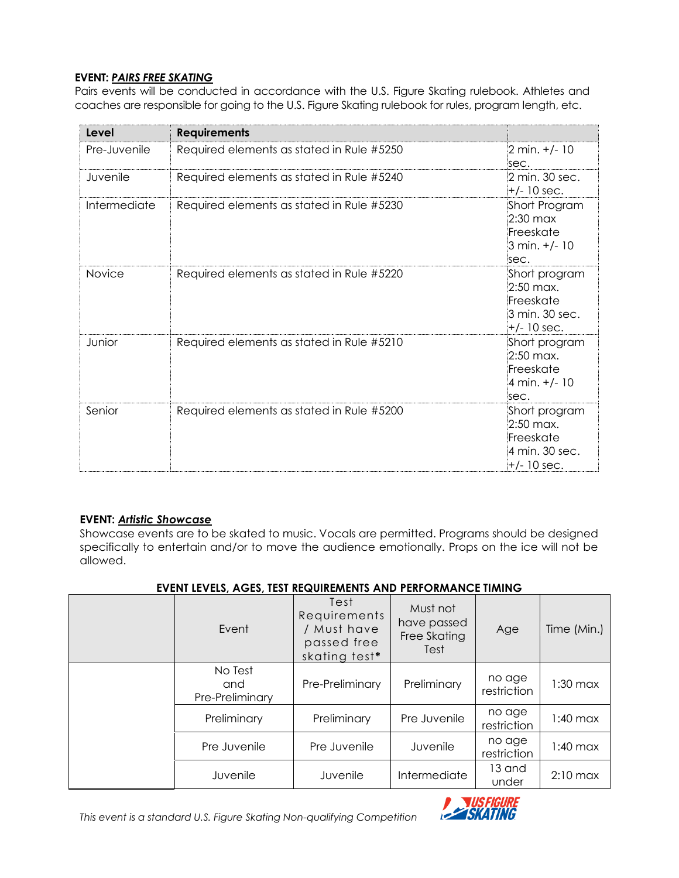**EVENT: *PAIRS FREE SKATING***

Pairs events will be conducted in accordance with the U.S. Figure Skating rulebook. Athletes and coaches are responsible for going to the U.S. Figure Skating rulebook for rules, program length, etc.

| Level | Requirements | |
|---|---|---|
| Pre-Juvenile | Required elements as stated in Rule #5250 | 2 min. +/- 10 sec. |
| Juvenile | Required elements as stated in Rule #5240 | 2 min. 30 sec. +/- 10 sec. |
| Intermediate | Required elements as stated in Rule #5230 | Short Program 2:30 max Freeskate 3 min. +/- 10 sec. |
| Novice | Required elements as stated in Rule #5220 | Short program 2:50 max. Freeskate 3 min. 30 sec. +/- 10 sec. |
| Junior | Required elements as stated in Rule #5210 | Short program 2:50 max. Freeskate 4 min. +/- 10 sec. |
| Senior | Required elements as stated in Rule #5200 | Short program 2:50 max. Freeskate 4 min. 30 sec. +/- 10 sec. |

**EVENT: *Artistic Showcase***

Showcase events are to be skated to music. Vocals are permitted. Programs should be designed specifically to entertain and/or to move the audience emotionally. Props on the ice will not be allowed.

**EVENT LEVELS, AGES, TEST REQUIREMENTS AND PERFORMANCE TIMING**

| | Event | Test Requirements / Must have passed free skating test* | Must not have passed Free Skating Test | Age | Time (Min.) |
|---|---|---|---|---|---|
| | No Test and Pre-Preliminary | Pre-Preliminary | Preliminary | no age restriction | 1:30 max |
| | Preliminary | Preliminary | Pre Juvenile | no age restriction | 1:40 max |
| | Pre Juvenile | Pre Juvenile | Juvenile | no age restriction | 1:40 max |
| | Juvenile | Juvenile | Intermediate | 13 and under | 2:10 max |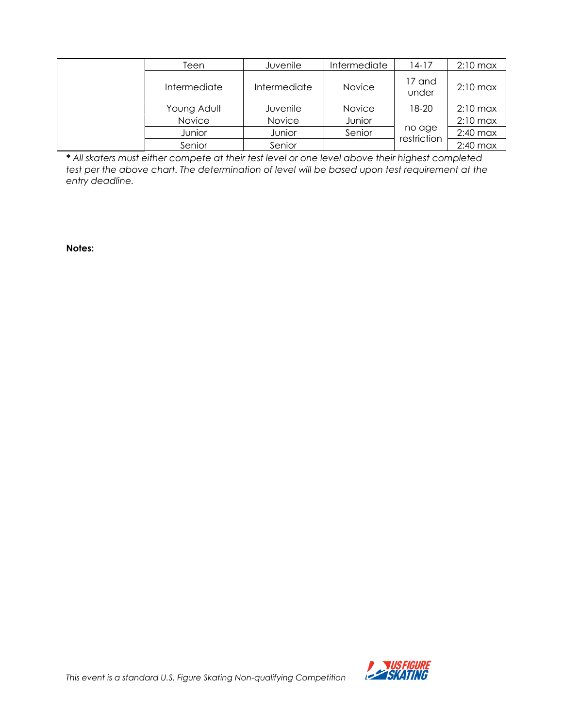| | | | | | |
|---|---|---|---|---|---|
| | Teen | Juvenile | Intermediate | 14-17 | 2:10 max |
| | Intermediate | Intermediate | Novice | 17 and under | 2:10 max |
| | Young Adult | Juvenile | Novice | 18-20 | 2:10 max |
| | Novice | Novice | Junior | | 2:10 max |
| | Junior | Junior | Senior | no age restriction | 2:40 max |
| | Senior | Senior | | | 2:40 max |

***** *All skaters must either compete at their test level or one level above their highest completed test per the above chart. The determination of level will be based upon test requirement at the entry deadline.*

**Notes:**

*This event is a standard U.S. Figure Skating Non-qualifying Competition*